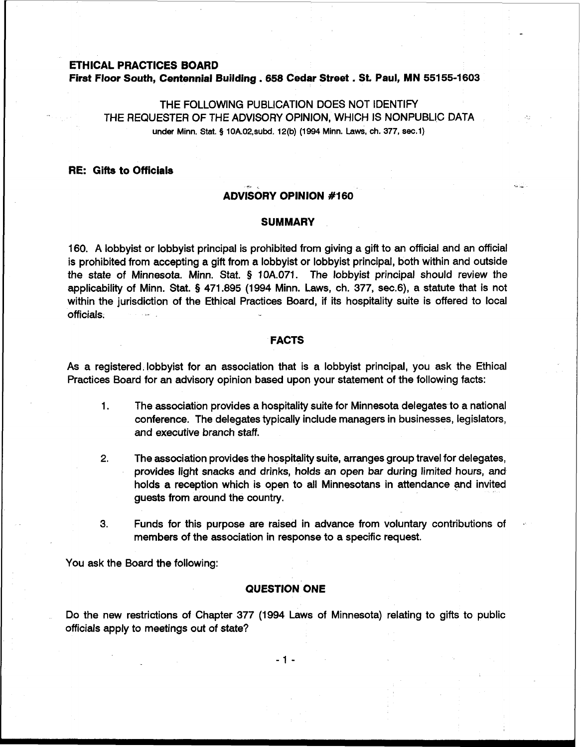**ETHICAL PRACTICES BOARD**
**First Floor South, Centennial Building . 658 Cedar Street . St. Paul, MN 55155-1603**

THE FOLLOWING PUBLICATION DOES NOT IDENTIFY
THE REQUESTER OF THE ADVISORY OPINION, WHICH IS NONPUBLIC DATA
under Minn. Stat. § 10A.02,subd. 12(b) (1994 Minn. Laws, ch. 377, sec.1)

**RE: Gifts to Officials**

## ADVISORY OPINION #160

### SUMMARY

160. A lobbyist or lobbyist principal is prohibited from giving a gift to an official and an official is prohibited from accepting a gift from a lobbyist or lobbyist principal, both within and outside the state of Minnesota. Minn. Stat. § 10A.071. The lobbyist principal should review the applicability of Minn. Stat. § 471.895 (1994 Minn. Laws, ch. 377, sec.6), a statute that is not within the jurisdiction of the Ethical Practices Board, if its hospitality suite is offered to local officials.

### FACTS

As a registered lobbyist for an association that is a lobbyist principal, you ask the Ethical Practices Board for an advisory opinion based upon your statement of the following facts:

1. The association provides a hospitality suite for Minnesota delegates to a national conference. The delegates typically include managers in businesses, legislators, and executive branch staff.

2. The association provides the hospitality suite, arranges group travel for delegates, provides light snacks and drinks, holds an open bar during limited hours, and holds a reception which is open to all Minnesotans in attendance and invited guests from around the country.

3. Funds for this purpose are raised in advance from voluntary contributions of members of the association in response to a specific request.

You ask the Board the following:

### QUESTION ONE

Do the new restrictions of Chapter 377 (1994 Laws of Minnesota) relating to gifts to public officials apply to meetings out of state?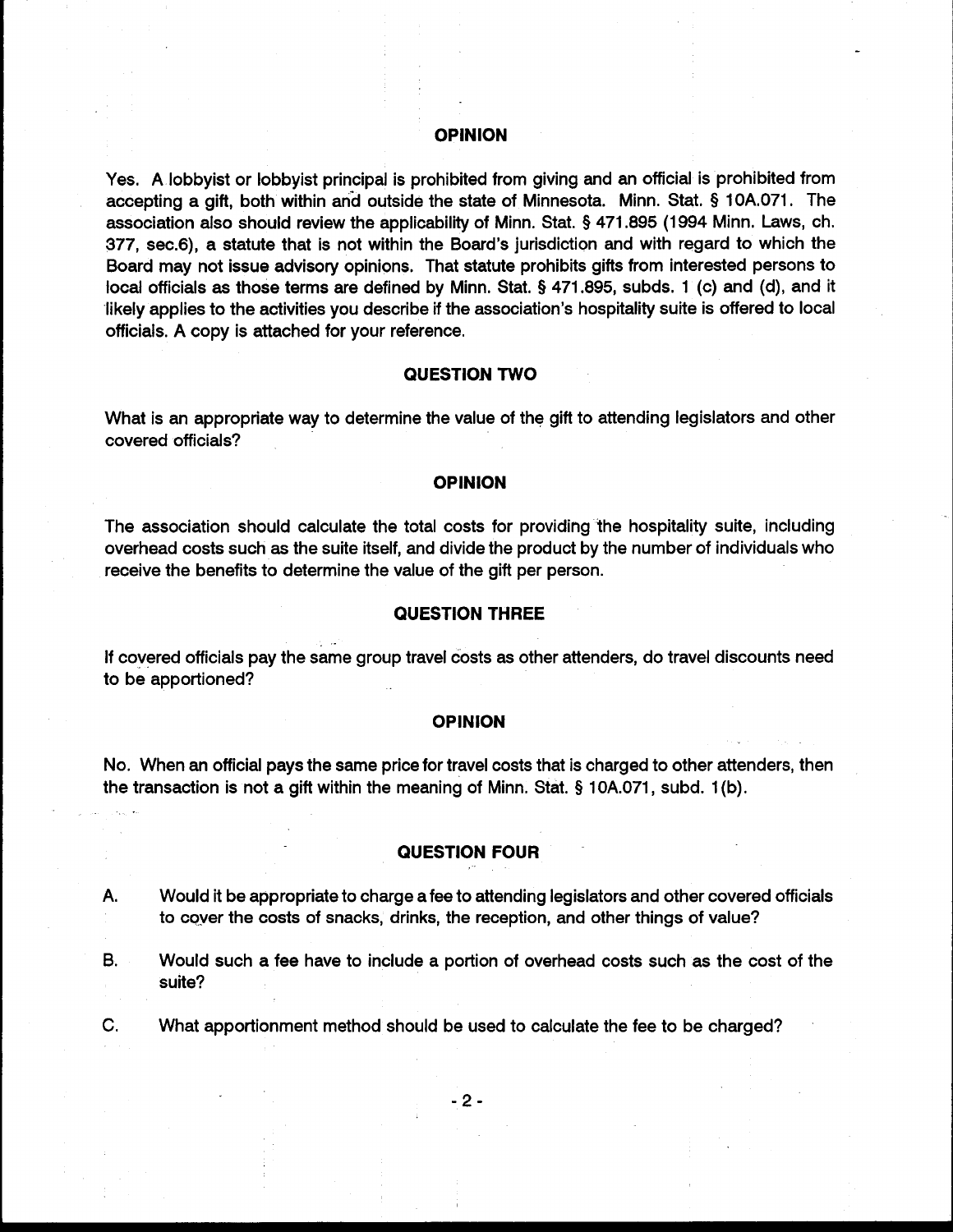## OPINION

Yes. A lobbyist or lobbyist principal is prohibited from giving and an official is prohibited from accepting a gift, both within and outside the state of Minnesota. Minn. Stat. § 10A.071. The association also should review the applicability of Minn. Stat. § 471.895 (1994 Minn. Laws, ch. 377, sec.6), a statute that is not within the Board's jurisdiction and with regard to which the Board may not issue advisory opinions. That statute prohibits gifts from interested persons to local officials as those terms are defined by Minn. Stat. § 471.895, subds. 1 (c) and (d), and it likely applies to the activities you describe if the association's hospitality suite is offered to local officials. A copy is attached for your reference.

## QUESTION TWO

What is an appropriate way to determine the value of the gift to attending legislators and other covered officials?

## OPINION

The association should calculate the total costs for providing the hospitality suite, including overhead costs such as the suite itself, and divide the product by the number of individuals who receive the benefits to determine the value of the gift per person.

## QUESTION THREE

If covered officials pay the same group travel costs as other attenders, do travel discounts need to be apportioned?

## OPINION

No. When an official pays the same price for travel costs that is charged to other attenders, then the transaction is not a gift within the meaning of Minn. Stat. § 10A.071, subd. 1(b).

## QUESTION FOUR

A. Would it be appropriate to charge a fee to attending legislators and other covered officials to cover the costs of snacks, drinks, the reception, and other things of value?

B. Would such a fee have to include a portion of overhead costs such as the cost of the suite?

C. What apportionment method should be used to calculate the fee to be charged?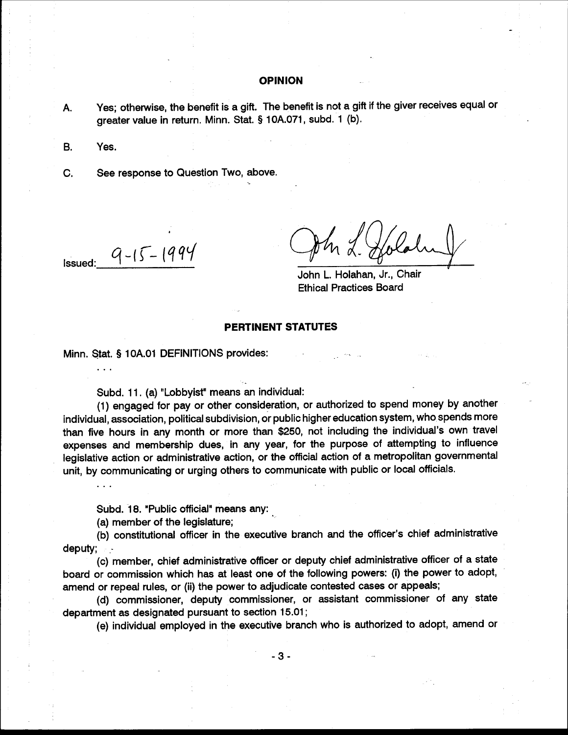## OPINION

A. Yes; otherwise, the benefit is a gift. The benefit is not a gift if the giver receives equal or greater value in return. Minn. Stat. § 10A.071, subd. 1 (b).

B. Yes.

C. See response to Question Two, above.

Issued: 9-15-1994

John L. Holahan, Jr., Chair
Ethical Practices Board

## PERTINENT STATUTES

Minn. Stat. § 10A.01 DEFINITIONS provides:

. . .

Subd. 11. (a) "Lobbyist" means an individual:

(1) engaged for pay or other consideration, or authorized to spend money by another individual, association, political subdivision, or public higher education system, who spends more than five hours in any month or more than $250, not including the individual's own travel expenses and membership dues, in any year, for the purpose of attempting to influence legislative action or administrative action, or the official action of a metropolitan governmental unit, by communicating or urging others to communicate with public or local officials.

. . .

Subd. 18. "Public official" means any:

(a) member of the legislature;

(b) constitutional officer in the executive branch and the officer's chief administrative deputy;

(c) member, chief administrative officer or deputy chief administrative officer of a state board or commission which has at least one of the following powers: (i) the power to adopt, amend or repeal rules, or (ii) the power to adjudicate contested cases or appeals;

(d) commissioner, deputy commissioner, or assistant commissioner of any state department as designated pursuant to section 15.01;

(e) individual employed in the executive branch who is authorized to adopt, amend or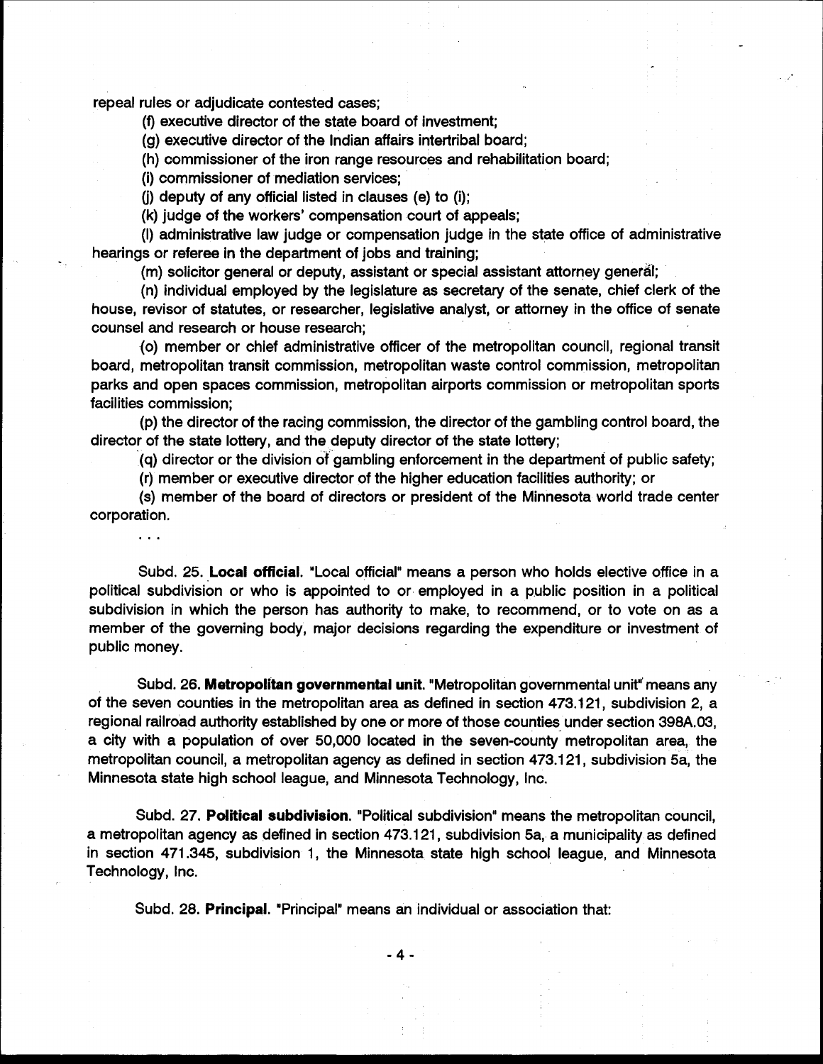repeal rules or adjudicate contested cases;

(f) executive director of the state board of investment;

(g) executive director of the Indian affairs intertribal board;

(h) commissioner of the iron range resources and rehabilitation board;

(i) commissioner of mediation services;

(j) deputy of any official listed in clauses (e) to (i);

(k) judge of the workers' compensation court of appeals;

(l) administrative law judge or compensation judge in the state office of administrative hearings or referee in the department of jobs and training;

(m) solicitor general or deputy, assistant or special assistant attorney general;

(n) individual employed by the legislature as secretary of the senate, chief clerk of the house, revisor of statutes, or researcher, legislative analyst, or attorney in the office of senate counsel and research or house research;

(o) member or chief administrative officer of the metropolitan council, regional transit board, metropolitan transit commission, metropolitan waste control commission, metropolitan parks and open spaces commission, metropolitan airports commission or metropolitan sports facilities commission;

(p) the director of the racing commission, the director of the gambling control board, the director of the state lottery, and the deputy director of the state lottery;

(q) director or the division of gambling enforcement in the department of public safety;

(r) member or executive director of the higher education facilities authority; or

(s) member of the board of directors or president of the Minnesota world trade center corporation.

. . .

Subd. 25. **Local official.** "Local official" means a person who holds elective office in a political subdivision or who is appointed to or employed in a public position in a political subdivision in which the person has authority to make, to recommend, or to vote on as a member of the governing body, major decisions regarding the expenditure or investment of public money.

Subd. 26. **Metropolitan governmental unit.** "Metropolitan governmental unit" means any of the seven counties in the metropolitan area as defined in section 473.121, subdivision 2, a regional railroad authority established by one or more of those counties under section 398A.03, a city with a population of over 50,000 located in the seven-county metropolitan area, the metropolitan council, a metropolitan agency as defined in section 473.121, subdivision 5a, the Minnesota state high school league, and Minnesota Technology, Inc.

Subd. 27. **Political subdivision.** "Political subdivision" means the metropolitan council, a metropolitan agency as defined in section 473.121, subdivision 5a, a municipality as defined in section 471.345, subdivision 1, the Minnesota state high school league, and Minnesota Technology, Inc.

Subd. 28. **Principal.** "Principal" means an individual or association that: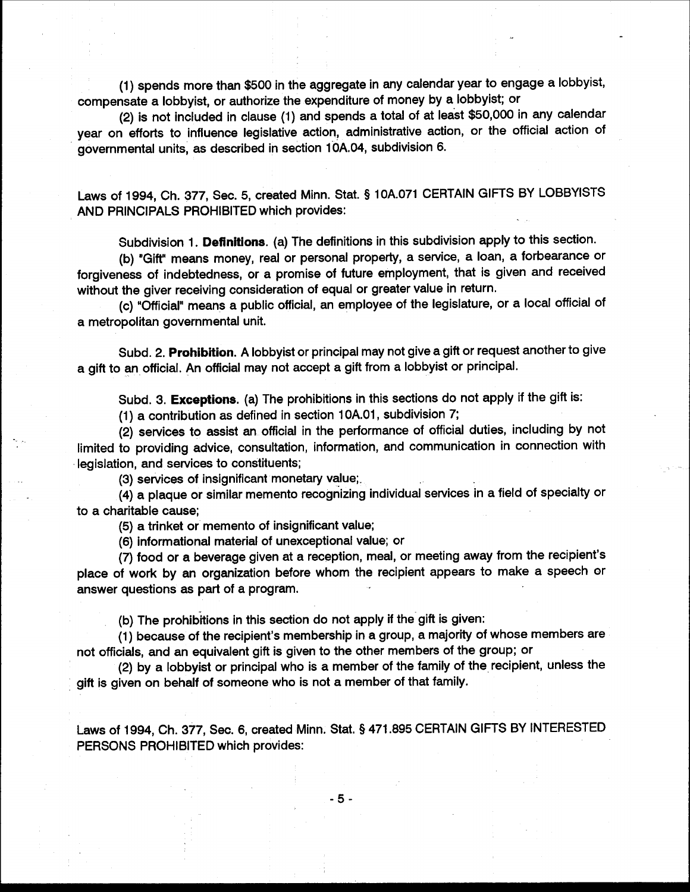(1) spends more than $500 in the aggregate in any calendar year to engage a lobbyist, compensate a lobbyist, or authorize the expenditure of money by a lobbyist; or

(2) is not included in clause (1) and spends a total of at least $50,000 in any calendar year on efforts to influence legislative action, administrative action, or the official action of governmental units, as described in section 10A.04, subdivision 6.

Laws of 1994, Ch. 377, Sec. 5, created Minn. Stat. § 10A.071 CERTAIN GIFTS BY LOBBYISTS AND PRINCIPALS PROHIBITED which provides:

Subdivision 1. **Definitions**. (a) The definitions in this subdivision apply to this section.

(b) "Gift" means money, real or personal property, a service, a loan, a forbearance or forgiveness of indebtedness, or a promise of future employment, that is given and received without the giver receiving consideration of equal or greater value in return.

(c) "Official" means a public official, an employee of the legislature, or a local official of a metropolitan governmental unit.

Subd. 2. **Prohibition**. A lobbyist or principal may not give a gift or request another to give a gift to an official. An official may not accept a gift from a lobbyist or principal.

Subd. 3. **Exceptions**. (a) The prohibitions in this sections do not apply if the gift is:

(1) a contribution as defined in section 10A.01, subdivision 7;

(2) services to assist an official in the performance of official duties, including by not limited to providing advice, consultation, information, and communication in connection with legislation, and services to constituents;

(3) services of insignificant monetary value;

(4) a plaque or similar memento recognizing individual services in a field of specialty or to a charitable cause;

(5) a trinket or memento of insignificant value;

(6) informational material of unexceptional value; or

(7) food or a beverage given at a reception, meal, or meeting away from the recipient's place of work by an organization before whom the recipient appears to make a speech or answer questions as part of a program.

(b) The prohibitions in this section do not apply if the gift is given:

(1) because of the recipient's membership in a group, a majority of whose members are not officials, and an equivalent gift is given to the other members of the group; or

(2) by a lobbyist or principal who is a member of the family of the recipient, unless the gift is given on behalf of someone who is not a member of that family.

Laws of 1994, Ch. 377, Sec. 6, created Minn. Stat. § 471.895 CERTAIN GIFTS BY INTERESTED PERSONS PROHIBITED which provides: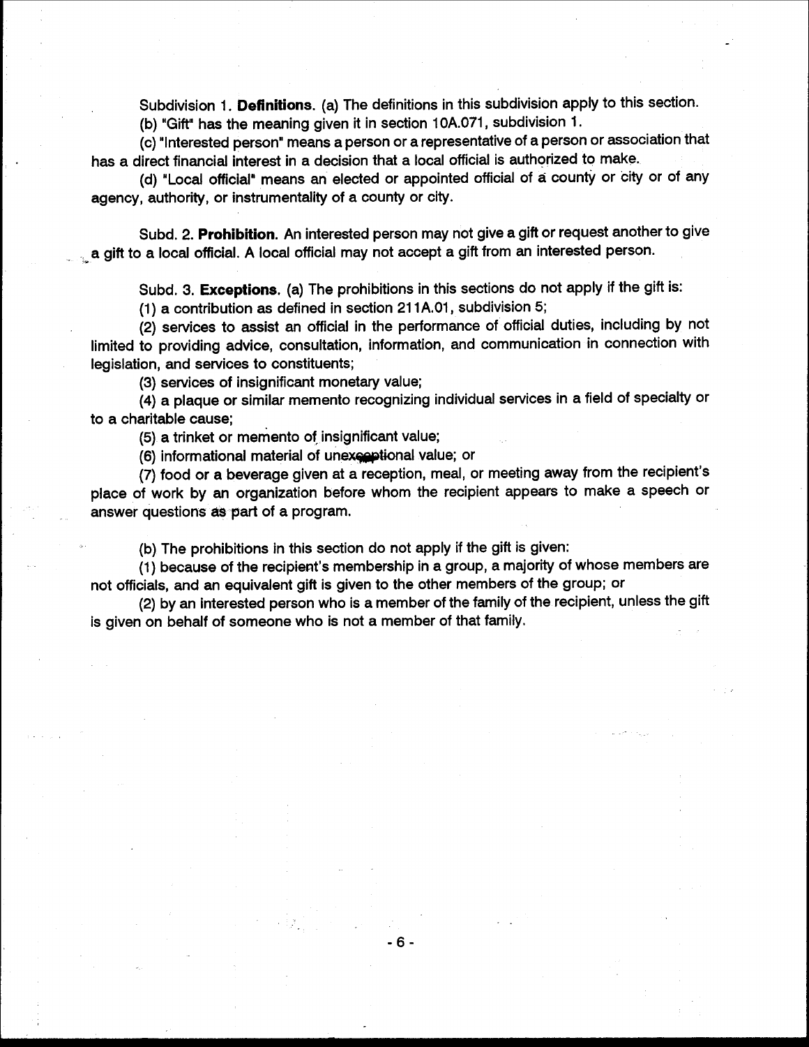Subdivision 1. **Definitions.** (a) The definitions in this subdivision apply to this section.

(b) "Gift" has the meaning given it in section 10A.071, subdivision 1.

(c) "Interested person" means a person or a representative of a person or association that has a direct financial interest in a decision that a local official is authorized to make.

(d) "Local official" means an elected or appointed official of a county or city or of any agency, authority, or instrumentality of a county or city.

Subd. 2. **Prohibition.** An interested person may not give a gift or request another to give a gift to a local official. A local official may not accept a gift from an interested person.

Subd. 3. **Exceptions.** (a) The prohibitions in this sections do not apply if the gift is:

(1) a contribution as defined in section 211A.01, subdivision 5;

(2) services to assist an official in the performance of official duties, including by not limited to providing advice, consultation, information, and communication in connection with legislation, and services to constituents;

(3) services of insignificant monetary value;

(4) a plaque or similar memento recognizing individual services in a field of specialty or to a charitable cause;

(5) a trinket or memento of insignificant value;

(6) informational material of unexceptional value; or

(7) food or a beverage given at a reception, meal, or meeting away from the recipient's place of work by an organization before whom the recipient appears to make a speech or answer questions as part of a program.

(b) The prohibitions in this section do not apply if the gift is given:

(1) because of the recipient's membership in a group, a majority of whose members are not officials, and an equivalent gift is given to the other members of the group; or

(2) by an interested person who is a member of the family of the recipient, unless the gift is given on behalf of someone who is not a member of that family.